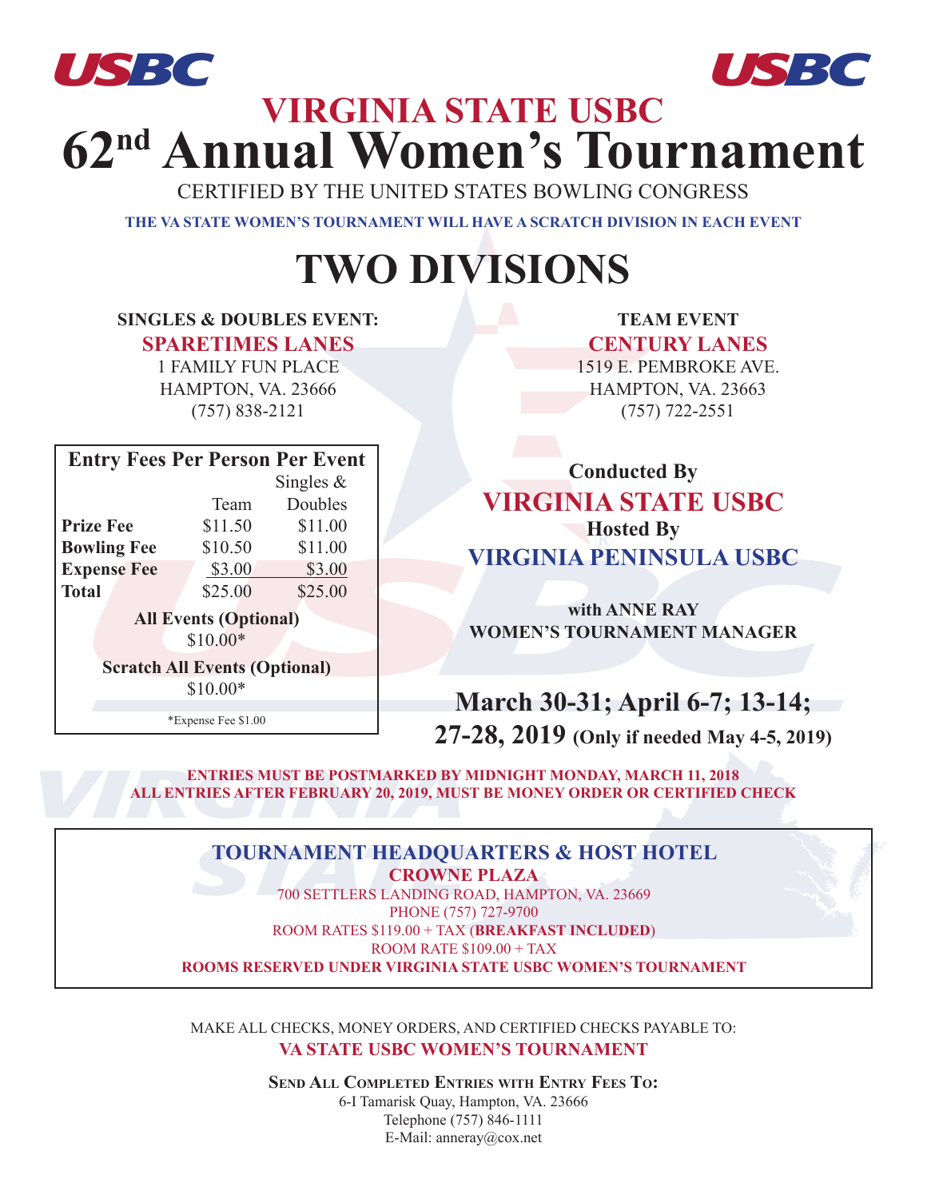# VIRGINIA STATE USBC

# 62nd Annual Women's Tournament

CERTIFIED BY THE UNITED STATES BOWLING CONGRESS

**THE VA STATE WOMEN'S TOURNAMENT WILL HAVE A SCRATCH DIVISION IN EACH EVENT**

# TWO DIVISIONS

**SINGLES & DOUBLES EVENT:**

**SPARETIMES LANES**
1 FAMILY FUN PLACE
HAMPTON, VA. 23666
(757) 838-2121

**TEAM EVENT**

**CENTURY LANES**
1519 E. PEMBROKE AVE.
HAMPTON, VA. 23663
(757) 722-2551

**Entry Fees Per Person Per Event**

| | Team | Singles & Doubles |
|---|---|---|
| **Prize Fee** | $11.50 | $11.00 |
| **Bowling Fee** | $10.50 | $11.00 |
| **Expense Fee** | $3.00 | $3.00 |
| **Total** | $25.00 | $25.00 |

**All Events (Optional)**
$10.00*

**Scratch All Events (Optional)**
$10.00*

*Expense Fee $1.00

**Conducted By**

**VIRGINIA STATE USBC**

**Hosted By**

**VIRGINIA PENINSULA USBC**

**with ANNE RAY**
**WOMEN'S TOURNAMENT MANAGER**

## March 30-31; April 6-7; 13-14; 27-28, 2019 (Only if needed May 4-5, 2019)

**ENTRIES MUST BE POSTMARKED BY MIDNIGHT MONDAY, MARCH 11, 2018**
**ALL ENTRIES AFTER FEBRUARY 20, 2019, MUST BE MONEY ORDER OR CERTIFIED CHECK**

## TOURNAMENT HEADQUARTERS & HOST HOTEL

**CROWNE PLAZA**
700 SETTLERS LANDING ROAD, HAMPTON, VA. 23669
PHONE (757) 727-9700
ROOM RATES $119.00 + TAX (**BREAKFAST INCLUDED**)
ROOM RATE $109.00 + TAX
**ROOMS RESERVED UNDER VIRGINIA STATE USBC WOMEN'S TOURNAMENT**

MAKE ALL CHECKS, MONEY ORDERS, AND CERTIFIED CHECKS PAYABLE TO:
**VA STATE USBC WOMEN'S TOURNAMENT**

**Send All Completed Entries with Entry Fees To:**
6-I Tamarisk Quay, Hampton, VA. 23666
Telephone (757) 846-1111
E-Mail: anneray@cox.net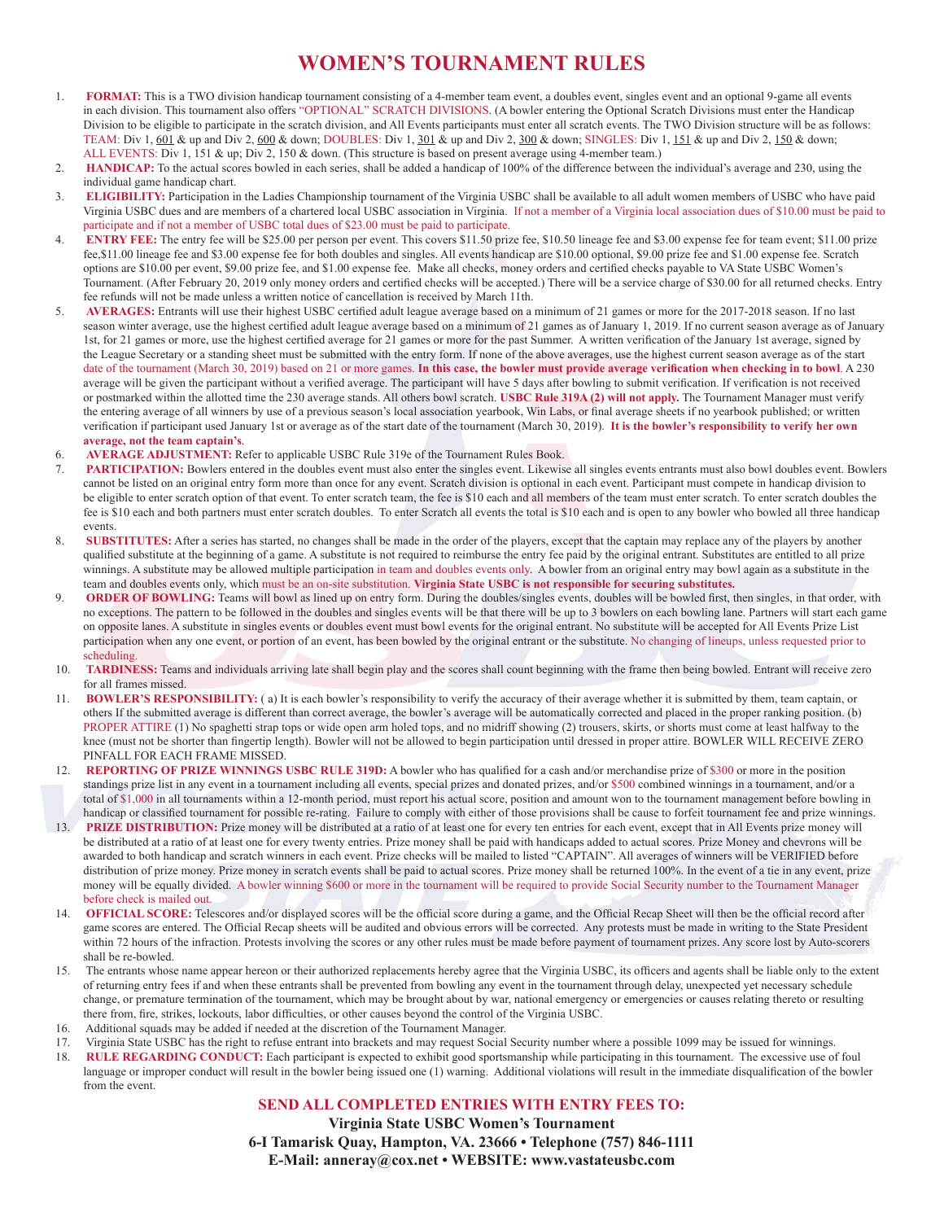# WOMEN'S TOURNAMENT RULES

1. **FORMAT:** This is a TWO division handicap tournament consisting of a 4-member team event, a doubles event, singles event and an optional 9-game all events in each division. This tournament also offers "OPTIONAL" SCRATCH DIVISIONS. (A bowler entering the Optional Scratch Divisions must enter the Handicap Division to be eligible to participate in the scratch division, and All Events participants must enter all scratch events. The TWO Division structure will be as follows: TEAM: Div 1, 601 & up and Div 2, 600 & down; DOUBLES: Div 1, 301 & up and Div 2, 300 & down; SINGLES: Div 1, 151 & up and Div 2, 150 & down; ALL EVENTS: Div 1, 151 & up; Div 2, 150 & down. (This structure is based on present average using 4-member team.)
2. **HANDICAP:** To the actual scores bowled in each series, shall be added a handicap of 100% of the difference between the individual's average and 230, using the individual game handicap chart.
3. **ELIGIBILITY:** Participation in the Ladies Championship tournament of the Virginia USBC shall be available to all adult women members of USBC who have paid Virginia USBC dues and are members of a chartered local USBC association in Virginia. If not a member of a Virginia local association dues of $10.00 must be paid to participate and if not a member of USBC total dues of $23.00 must be paid to participate.
4. **ENTRY FEE:** The entry fee will be $25.00 per person per event. This covers $11.50 prize fee, $10.50 lineage fee and $3.00 expense fee for team event; $11.00 prize fee,$11.00 lineage fee and $3.00 expense fee for both doubles and singles. All events handicap are $10.00 optional, $9.00 prize fee and $1.00 expense fee. Scratch options are $10.00 per event, $9.00 prize fee, and $1.00 expense fee. Make all checks, money orders and certified checks payable to VA State USBC Women's Tournament. (After February 20, 2019 only money orders and certified checks will be accepted.) There will be a service charge of $30.00 for all returned checks. Entry fee refunds will not be made unless a written notice of cancellation is received by March 11th.
5. **AVERAGES:** Entrants will use their highest USBC certified adult league average based on a minimum of 21 games or more for the 2017-2018 season. If no last season winter average, use the highest certified adult league average based on a minimum of 21 games as of January 1, 2019. If no current season average as of January 1st, for 21 games or more, use the highest certified average for 21 games or more for the past Summer. A written verification of the January 1st average, signed by the League Secretary or a standing sheet must be submitted with the entry form. If none of the above averages, use the highest current season average as of the start date of the tournament (March 30, 2019) based on 21 or more games. **In this case, the bowler must provide average verification when checking in to bowl**. A 230 average will be given the participant without a verified average. The participant will have 5 days after bowling to submit verification. If verification is not received or postmarked within the allotted time the 230 average stands. All others bowl scratch. **USBC Rule 319A (2) will not apply.** The Tournament Manager must verify the entering average of all winners by use of a previous season's local association yearbook, Win Labs, or final average sheets if no yearbook published; or written verification if participant used January 1st or average as of the start date of the tournament (March 30, 2019). **It is the bowler's responsibility to verify her own average, not the team captain's**.
6. **AVERAGE ADJUSTMENT:** Refer to applicable USBC Rule 319e of the Tournament Rules Book.
7. **PARTICIPATION:** Bowlers entered in the doubles event must also enter the singles event. Likewise all singles events entrants must also bowl doubles event. Bowlers cannot be listed on an original entry form more than once for any event. Scratch division is optional in each event. Participant must compete in handicap division to be eligible to enter scratch option of that event. To enter scratch team, the fee is $10 each and all members of the team must enter scratch. To enter scratch doubles the fee is $10 each and both partners must enter scratch doubles. To enter Scratch all events the total is $10 each and is open to any bowler who bowled all three handicap events.
8. **SUBSTITUTES:** After a series has started, no changes shall be made in the order of the players, except that the captain may replace any of the players by another qualified substitute at the beginning of a game. A substitute is not required to reimburse the entry fee paid by the original entrant. Substitutes are entitled to all prize winnings. A substitute may be allowed multiple participation in team and doubles events only. A bowler from an original entry may bowl again as a substitute in the team and doubles events only, which must be an on-site substitution. **Virginia State USBC is not responsible for securing substitutes.**
9. **ORDER OF BOWLING:** Teams will bowl as lined up on entry form. During the doubles/singles events, doubles will be bowled first, then singles, in that order, with no exceptions. The pattern to be followed in the doubles and singles events will be that there will be up to 3 bowlers on each bowling lane. Partners will start each game on opposite lanes. A substitute in singles events or doubles event must bowl events for the original entrant. No substitute will be accepted for All Events Prize List participation when any one event, or portion of an event, has been bowled by the original entrant or the substitute. No changing of lineups, unless requested prior to scheduling.
10. **TARDINESS:** Teams and individuals arriving late shall begin play and the scores shall count beginning with the frame then being bowled. Entrant will receive zero for all frames missed.
11. **BOWLER'S RESPONSIBILITY:** ( a) It is each bowler's responsibility to verify the accuracy of their average whether it is submitted by them, team captain, or others If the submitted average is different than correct average, the bowler's average will be automatically corrected and placed in the proper ranking position. (b) PROPER ATTIRE (1) No spaghetti strap tops or wide open arm holed tops, and no midriff showing (2) trousers, skirts, or shorts must come at least halfway to the knee (must not be shorter than fingertip length). Bowler will not be allowed to begin participation until dressed in proper attire. BOWLER WILL RECEIVE ZERO PINFALL FOR EACH FRAME MISSED.
12. **REPORTING OF PRIZE WINNINGS USBC RULE 319D:** A bowler who has qualified for a cash and/or merchandise prize of $300 or more in the position standings prize list in any event in a tournament including all events, special prizes and donated prizes, and/or $500 combined winnings in a tournament, and/or a total of $1,000 in all tournaments within a 12-month period, must report his actual score, position and amount won to the tournament management before bowling in handicap or classified tournament for possible re-rating. Failure to comply with either of those provisions shall be cause to forfeit tournament fee and prize winnings.
13. **PRIZE DISTRIBUTION:** Prize money will be distributed at a ratio of at least one for every ten entries for each event, except that in All Events prize money will be distributed at a ratio of at least one for every twenty entries. Prize money shall be paid with handicaps added to actual scores. Prize Money and chevrons will be awarded to both handicap and scratch winners in each event. Prize checks will be mailed to listed "CAPTAIN". All averages of winners will be VERIFIED before distribution of prize money. Prize money in scratch events shall be paid to actual scores. Prize money shall be returned 100%. In the event of a tie in any event, prize money will be equally divided. A bowler winning $600 or more in the tournament will be required to provide Social Security number to the Tournament Manager before check is mailed out.
14. **OFFICIAL SCORE:** Telescores and/or displayed scores will be the official score during a game, and the Official Recap Sheet will then be the official record after game scores are entered. The Official Recap sheets will be audited and obvious errors will be corrected. Any protests must be made in writing to the State President within 72 hours of the infraction. Protests involving the scores or any other rules must be made before payment of tournament prizes. Any score lost by Auto-scorers shall be re-bowled.
15. The entrants whose name appear hereon or their authorized replacements hereby agree that the Virginia USBC, its officers and agents shall be liable only to the extent of returning entry fees if and when these entrants shall be prevented from bowling any event in the tournament through delay, unexpected yet necessary schedule change, or premature termination of the tournament, which may be brought about by war, national emergency or emergencies or causes relating thereto or resulting there from, fire, strikes, lockouts, labor difficulties, or other causes beyond the control of the Virginia USBC.
16. Additional squads may be added if needed at the discretion of the Tournament Manager.
17. Virginia State USBC has the right to refuse entrant into brackets and may request Social Security number where a possible 1099 may be issued for winnings.
18. **RULE REGARDING CONDUCT:** Each participant is expected to exhibit good sportsmanship while participating in this tournament. The excessive use of foul language or improper conduct will result in the bowler being issued one (1) warning. Additional violations will result in the immediate disqualification of the bowler from the event.

**SEND ALL COMPLETED ENTRIES WITH ENTRY FEES TO:**

**Virginia State USBC Women's Tournament**

**6-I Tamarisk Quay, Hampton, VA. 23666 • Telephone (757) 846-1111**

**E-Mail: anneray@cox.net • WEBSITE: www.vastateusbc.com**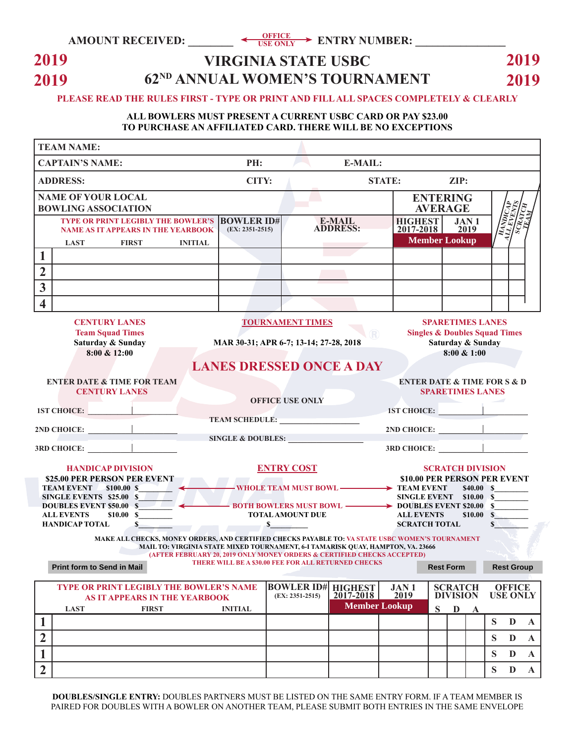AMOUNT RECEIVED: ________ ← OFFICE USE ONLY → ENTRY NUMBER: ________________

# 2019 VIRGINIA STATE USBC 62ND ANNUAL WOMEN'S TOURNAMENT 2019

**PLEASE READ THE RULES FIRST - TYPE OR PRINT AND FILL ALL SPACES COMPLETELY & CLEARLY**

**ALL BOWLERS MUST PRESENT A CURRENT USBC CARD OR PAY $23.00 TO PURCHASE AN AFFILIATED CARD. THERE WILL BE NO EXCEPTIONS**

| TEAM NAME: | | | | | |
|---|---|---|---|---|---|
| CAPTAIN'S NAME: | PH: | E-MAIL: | | | |
| ADDRESS: | CITY: | STATE: | ZIP: | | |

| | NAME OF YOUR LOCAL BOWLING ASSOCIATION — TYPE OR PRINT LEGIBLY THE BOWLER'S NAME AS IT APPEARS IN THE YEARBOOK (LAST / FIRST / INITIAL) | BOWLER ID# (EX: 2351-2515) | E-MAIL ADDRESS: | ENTERING AVERAGE: HIGHEST 2017-2018 | ENTERING AVERAGE: JAN 1 2019 | HANDICAP ALL EVENTS | SCRATCH TEAM |
|---|---|---|---|---|---|---|---|
| | | | | Member Lookup | | | |
| 1 | | | | | | | |
| 2 | | | | | | | |
| 3 | | | | | | | |
| 4 | | | | | | | |

**CENTURY LANES**
Team Squad Times
Saturday & Sunday
8:00 & 12:00

**TOURNAMENT TIMES**
MAR 30-31; APR 6-7; 13-14; 27-28, 2018

**SPARETIMES LANES**
Singles & Doubles Squad Times
Saturday & Sunday
8:00 & 1:00

## LANES DRESSED ONCE A DAY

**ENTER DATE & TIME FOR TEAM CENTURY LANES**

1ST CHOICE: __________ | __________

2ND CHOICE: __________ | __________

3RD CHOICE: __________ | __________

**OFFICE USE ONLY**

TEAM SCHEDULE: __________________

SINGLE & DOUBLES: __________________

**ENTER DATE & TIME FOR S & D SPARETIMES LANES**

1ST CHOICE: __________ | __________

2ND CHOICE: __________ | __________

3RD CHOICE: __________ | __________

**ENTRY COST**

**HANDICAP DIVISION**
$25.00 PER PERSON PER EVENT

| | | |
|---|---|---|
| TEAM EVENT | $100.00 | $________ |
| SINGLE EVENTS | $25.00 | $________ |
| DOUBLES EVENT | $50.00 | $________ |
| ALL EVENTS | $10.00 | $________ |
| HANDICAP TOTAL | | $________ |

← WHOLE TEAM MUST BOWL →
← BOTH BOWLERS MUST BOWL →
TOTAL AMOUNT DUE
$________

**SCRATCH DIVISION**
$10.00 PER PERSON PER EVENT

| | | |
|---|---|---|
| TEAM EVENT | $40.00 | $________ |
| SINGLE EVENT | $10.00 | $________ |
| DOUBLES EVENT | $20.00 | $________ |
| ALL EVENTS | $10.00 | $________ |
| SCRATCH TOTAL | | $________ |

MAKE ALL CHECKS, MONEY ORDERS, AND CERTIFIED CHECKS PAYABLE TO: VA STATE USBC WOMEN'S TOURNAMENT
MAIL TO: VIRGINIA STATE MIXED TOURNAMENT, 6-I TAMARISK QUAY, HAMPTON, VA. 23666
(AFTER FEBRUARY 20, 2019 ONLY MONEY ORDERS & CERTIFIED CHECKS ACCEPTED)
THERE WILL BE A $30.00 FEE FOR ALL RETURNED CHECKS

Print form to Send in Mail | Rest Form | Rest Group

| | TYPE OR PRINT LEGIBLY THE BOWLER'S NAME AS IT APPEARS IN THE YEARBOOK (LAST / FIRST / INITIAL) | BOWLER ID# (EX: 2351-2515) | HIGHEST 2017-2018 | JAN 1 2019 | SCRATCH DIVISION S | D | A | OFFICE USE ONLY |
|---|---|---|---|---|---|---|---|---|
| | | | Member Lookup | | | | | |
| 1 | | | | | | | | S D A |
| 2 | | | | | | | | S D A |
| 1 | | | | | | | | S D A |
| 2 | | | | | | | | S D A |

**DOUBLES/SINGLE ENTRY:** DOUBLES PARTNERS MUST BE LISTED ON THE SAME ENTRY FORM. IF A TEAM MEMBER IS PAIRED FOR DOUBLES WITH A BOWLER ON ANOTHER TEAM, PLEASE SUBMIT BOTH ENTRIES IN THE SAME ENVELOPE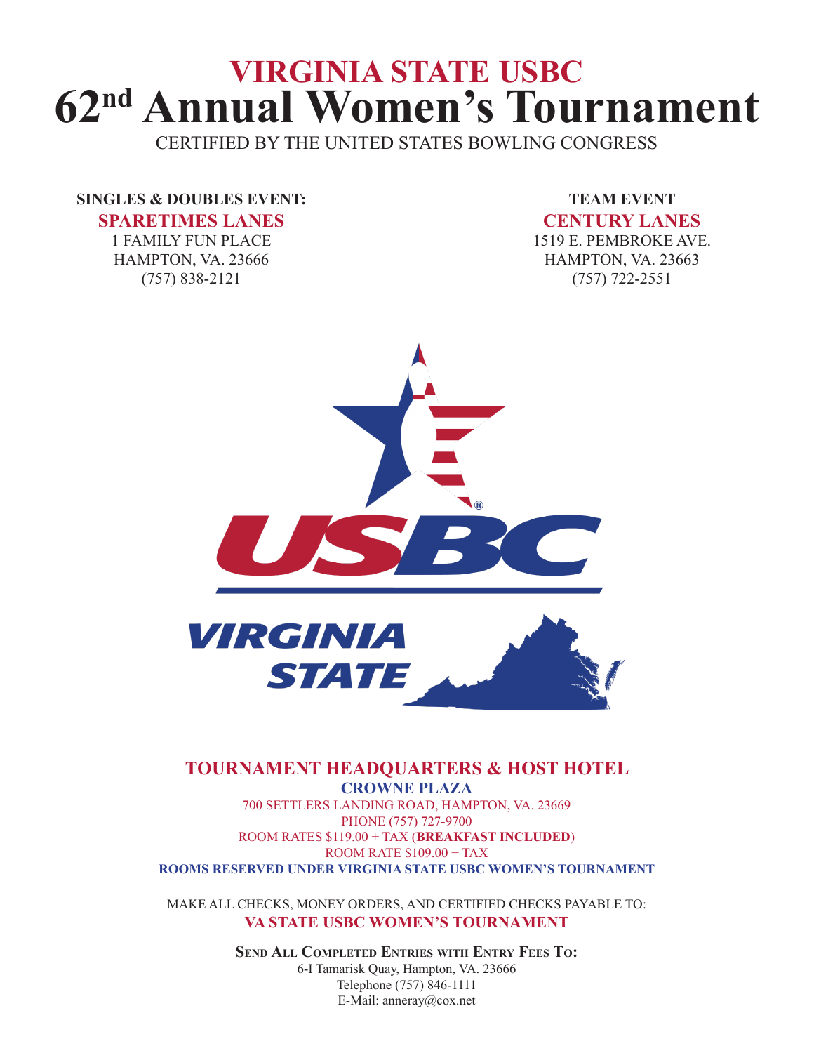# VIRGINIA STATE USBC
# 62nd Annual Women's Tournament

CERTIFIED BY THE UNITED STATES BOWLING CONGRESS

**SINGLES & DOUBLES EVENT:**
**SPARETIMES LANES**
1 FAMILY FUN PLACE
HAMPTON, VA. 23666
(757) 838-2121

**TEAM EVENT**
**CENTURY LANES**
1519 E. PEMBROKE AVE.
HAMPTON, VA. 23663
(757) 722-2551

## TOURNAMENT HEADQUARTERS & HOST HOTEL

**CROWNE PLAZA**
700 SETTLERS LANDING ROAD, HAMPTON, VA. 23669
PHONE (757) 727-9700
ROOM RATES $119.00 + TAX (**BREAKFAST INCLUDED**)
ROOM RATE $109.00 + TAX
**ROOMS RESERVED UNDER VIRGINIA STATE USBC WOMEN'S TOURNAMENT**

MAKE ALL CHECKS, MONEY ORDERS, AND CERTIFIED CHECKS PAYABLE TO:
**VA STATE USBC WOMEN'S TOURNAMENT**

**Send All Completed Entries with Entry Fees To:**
6-I Tamarisk Quay, Hampton, VA. 23666
Telephone (757) 846-1111
E-Mail: anneray@cox.net